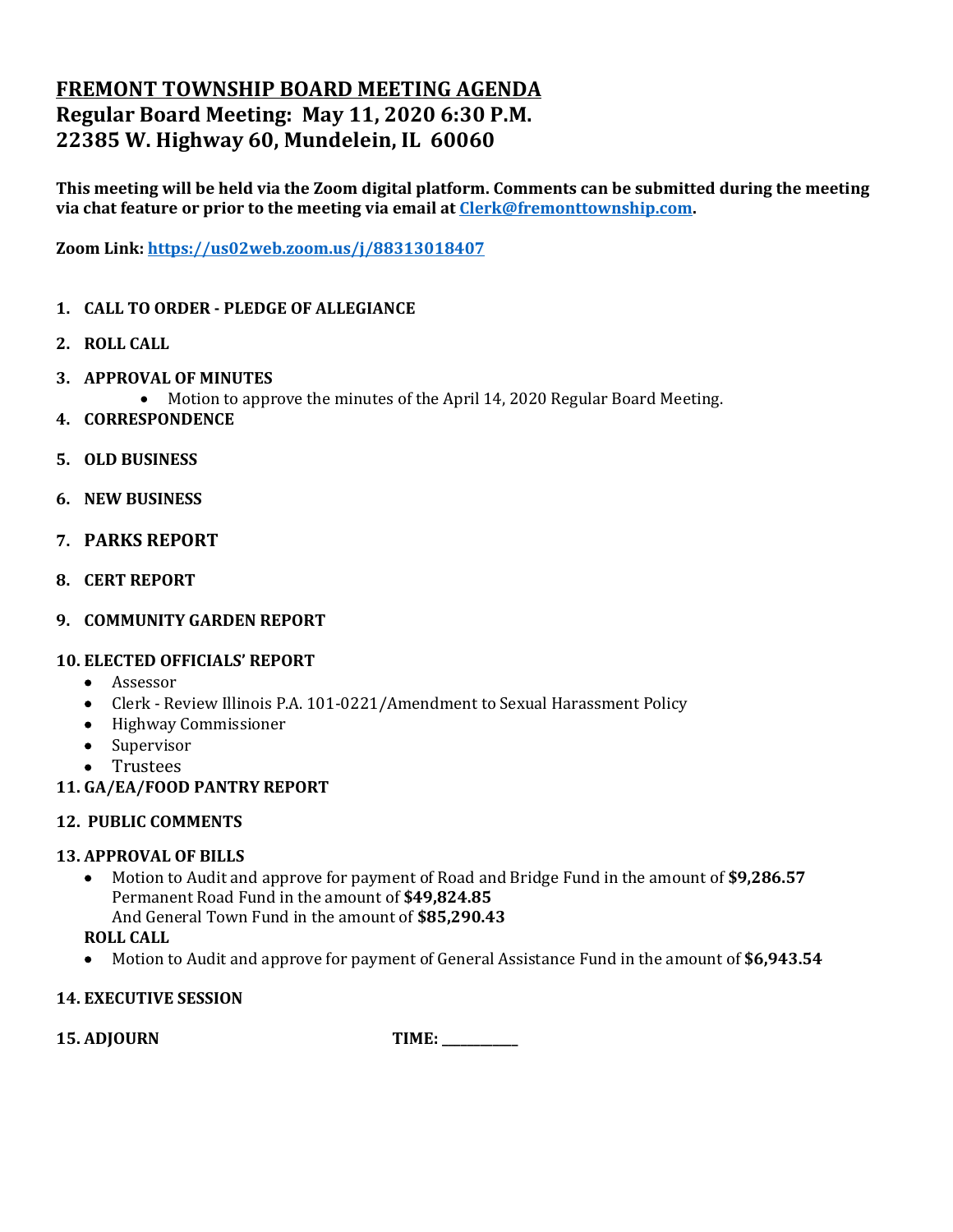# FREMONT TOWNSHIP BOARD MEETING AGENDA
## Regular Board Meeting: May 11, 2020 6:30 P.M.
## 22385 W. Highway 60, Mundelein, IL 60060

**This meeting will be held via the Zoom digital platform. Comments can be submitted during the meeting via chat feature or prior to the meeting via email at Clerk@fremonttownship.com.**

**Zoom Link: https://us02web.zoom.us/j/88313018407**

1. **CALL TO ORDER - PLEDGE OF ALLEGIANCE**
2. **ROLL CALL**
3. **APPROVAL OF MINUTES**
   - Motion to approve the minutes of the April 14, 2020 Regular Board Meeting.
4. **CORRESPONDENCE**
5. **OLD BUSINESS**
6. **NEW BUSINESS**
7. **PARKS REPORT**
8. **CERT REPORT**
9. **COMMUNITY GARDEN REPORT**
10. **ELECTED OFFICIALS' REPORT**
    - Assessor
    - Clerk - Review Illinois P.A. 101-0221/Amendment to Sexual Harassment Policy
    - Highway Commissioner
    - Supervisor
    - Trustees
11. **GA/EA/FOOD PANTRY REPORT**
12. **PUBLIC COMMENTS**
13. **APPROVAL OF BILLS**
    - Motion to Audit and approve for payment of Road and Bridge Fund in the amount of **$9,286.57**
      Permanent Road Fund in the amount of **$49,824.85**
      And General Town Fund in the amount of **$85,290.43**

    **ROLL CALL**
    - Motion to Audit and approve for payment of General Assistance Fund in the amount of **$6,943.54**
14. **EXECUTIVE SESSION**
15. **ADJOURN** **TIME: \_\_\_\_\_\_\_\_\_\_\_\_**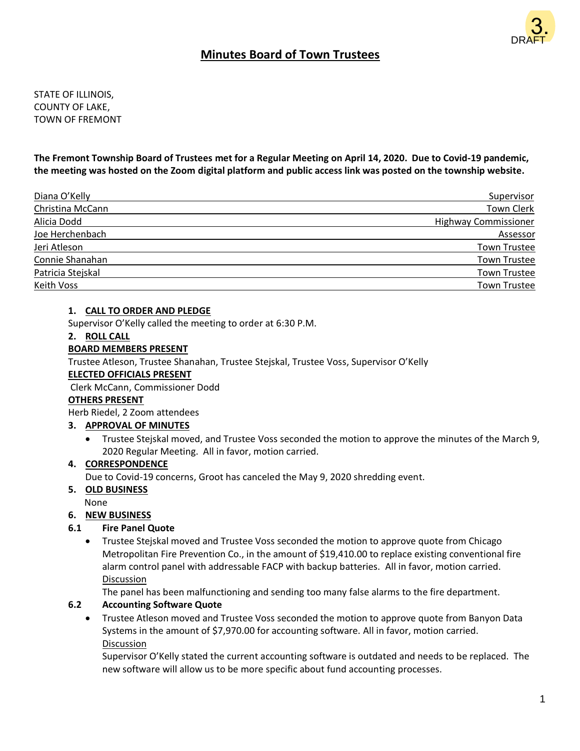3.
DRAFT

# Minutes Board of Town Trustees

STATE OF ILLINOIS,
COUNTY OF LAKE,
TOWN OF FREMONT

**The Fremont Township Board of Trustees met for a Regular Meeting on April 14, 2020. Due to Covid-19 pandemic, the meeting was hosted on the Zoom digital platform and public access link was posted on the township website.**

| | |
|---|---|
| Diana O'Kelly | Supervisor |
| Christina McCann | Town Clerk |
| Alicia Dodd | Highway Commissioner |
| Joe Herchenbach | Assessor |
| Jeri Atleson | Town Trustee |
| Connie Shanahan | Town Trustee |
| Patricia Stejskal | Town Trustee |
| Keith Voss | Town Trustee |

**1. CALL TO ORDER AND PLEDGE**

Supervisor O'Kelly called the meeting to order at 6:30 P.M.

**2. ROLL CALL**

**BOARD MEMBERS PRESENT**

Trustee Atleson, Trustee Shanahan, Trustee Stejskal, Trustee Voss, Supervisor O'Kelly

**ELECTED OFFICIALS PRESENT**

Clerk McCann, Commissioner Dodd

**OTHERS PRESENT**

Herb Riedel, 2 Zoom attendees

**3. APPROVAL OF MINUTES**

- Trustee Stejskal moved, and Trustee Voss seconded the motion to approve the minutes of the March 9, 2020 Regular Meeting. All in favor, motion carried.

**4. CORRESPONDENCE**

Due to Covid-19 concerns, Groot has canceled the May 9, 2020 shredding event.

**5. OLD BUSINESS**

None

**6. NEW BUSINESS**

**6.1 Fire Panel Quote**

- Trustee Stejskal moved and Trustee Voss seconded the motion to approve quote from Chicago Metropolitan Fire Prevention Co., in the amount of $19,410.00 to replace existing conventional fire alarm control panel with addressable FACP with backup batteries. All in favor, motion carried.
  Discussion
  The panel has been malfunctioning and sending too many false alarms to the fire department.

**6.2 Accounting Software Quote**

- Trustee Atleson moved and Trustee Voss seconded the motion to approve quote from Banyon Data Systems in the amount of $7,970.00 for accounting software. All in favor, motion carried.
  Discussion
  Supervisor O'Kelly stated the current accounting software is outdated and needs to be replaced. The new software will allow us to be more specific about fund accounting processes.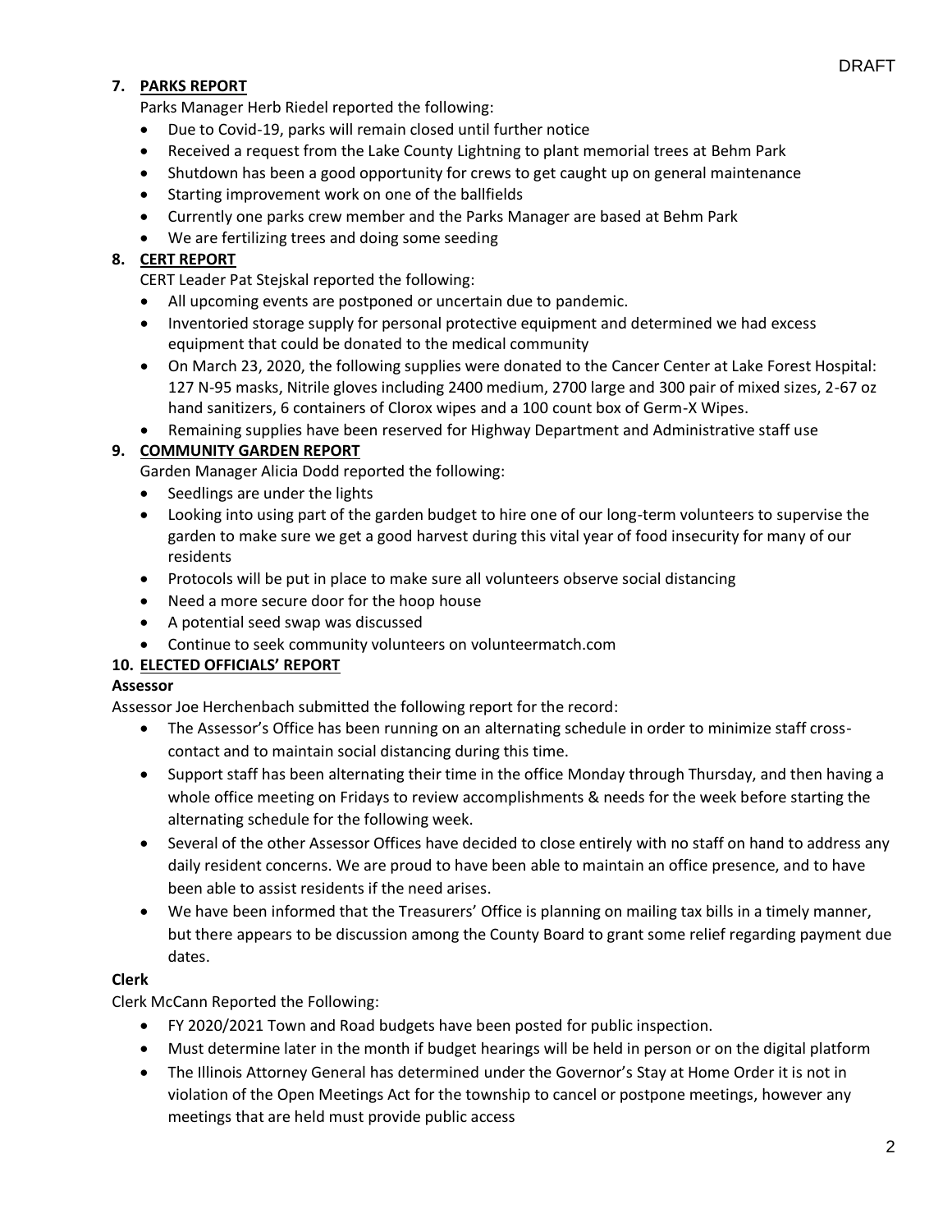DRAFT

7. **PARKS REPORT**

Parks Manager Herb Riedel reported the following:

- Due to Covid-19, parks will remain closed until further notice
- Received a request from the Lake County Lightning to plant memorial trees at Behm Park
- Shutdown has been a good opportunity for crews to get caught up on general maintenance
- Starting improvement work on one of the ballfields
- Currently one parks crew member and the Parks Manager are based at Behm Park
- We are fertilizing trees and doing some seeding

8. **CERT REPORT**

CERT Leader Pat Stejskal reported the following:

- All upcoming events are postponed or uncertain due to pandemic.
- Inventoried storage supply for personal protective equipment and determined we had excess equipment that could be donated to the medical community
- On March 23, 2020, the following supplies were donated to the Cancer Center at Lake Forest Hospital: 127 N-95 masks, Nitrile gloves including 2400 medium, 2700 large and 300 pair of mixed sizes, 2-67 oz hand sanitizers, 6 containers of Clorox wipes and a 100 count box of Germ-X Wipes.
- Remaining supplies have been reserved for Highway Department and Administrative staff use

9. **COMMUNITY GARDEN REPORT**

Garden Manager Alicia Dodd reported the following:

- Seedlings are under the lights
- Looking into using part of the garden budget to hire one of our long-term volunteers to supervise the garden to make sure we get a good harvest during this vital year of food insecurity for many of our residents
- Protocols will be put in place to make sure all volunteers observe social distancing
- Need a more secure door for the hoop house
- A potential seed swap was discussed
- Continue to seek community volunteers on volunteermatch.com

10. **ELECTED OFFICIALS' REPORT**

**Assessor**

Assessor Joe Herchenbach submitted the following report for the record:

- The Assessor's Office has been running on an alternating schedule in order to minimize staff cross-contact and to maintain social distancing during this time.
- Support staff has been alternating their time in the office Monday through Thursday, and then having a whole office meeting on Fridays to review accomplishments & needs for the week before starting the alternating schedule for the following week.
- Several of the other Assessor Offices have decided to close entirely with no staff on hand to address any daily resident concerns. We are proud to have been able to maintain an office presence, and to have been able to assist residents if the need arises.
- We have been informed that the Treasurers' Office is planning on mailing tax bills in a timely manner, but there appears to be discussion among the County Board to grant some relief regarding payment due dates.

**Clerk**

Clerk McCann Reported the Following:

- FY 2020/2021 Town and Road budgets have been posted for public inspection.
- Must determine later in the month if budget hearings will be held in person or on the digital platform
- The Illinois Attorney General has determined under the Governor's Stay at Home Order it is not in violation of the Open Meetings Act for the township to cancel or postpone meetings, however any meetings that are held must provide public access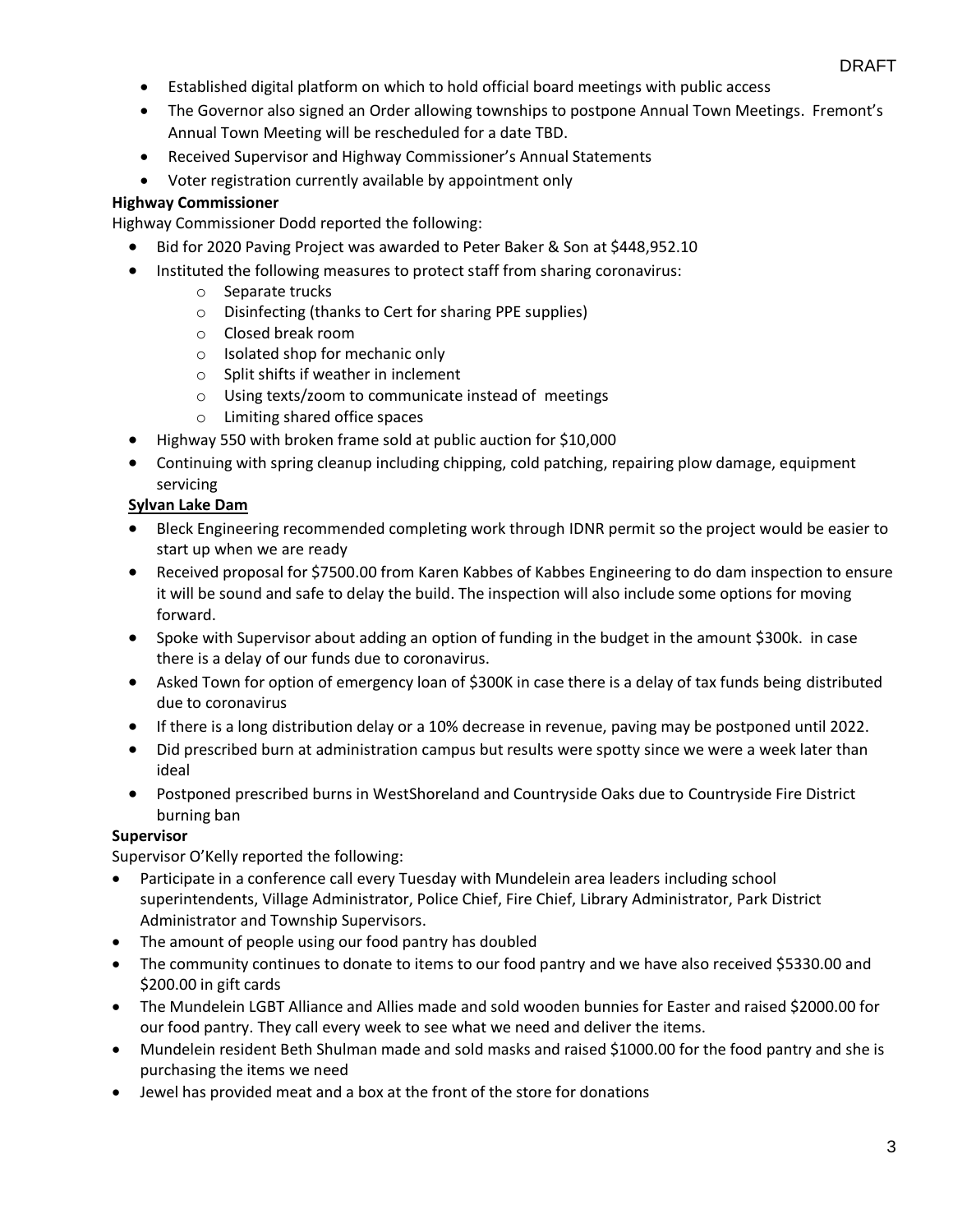DRAFT

- Established digital platform on which to hold official board meetings with public access
- The Governor also signed an Order allowing townships to postpone Annual Town Meetings. Fremont's Annual Town Meeting will be rescheduled for a date TBD.
- Received Supervisor and Highway Commissioner's Annual Statements
- Voter registration currently available by appointment only

**Highway Commissioner**

Highway Commissioner Dodd reported the following:

- Bid for 2020 Paving Project was awarded to Peter Baker & Son at $448,952.10
- Instituted the following measures to protect staff from sharing coronavirus:
  - Separate trucks
  - Disinfecting (thanks to Cert for sharing PPE supplies)
  - Closed break room
  - Isolated shop for mechanic only
  - Split shifts if weather in inclement
  - Using texts/zoom to communicate instead of meetings
  - Limiting shared office spaces
- Highway 550 with broken frame sold at public auction for $10,000
- Continuing with spring cleanup including chipping, cold patching, repairing plow damage, equipment servicing

**<u>Sylvan Lake Dam</u>**

- Bleck Engineering recommended completing work through IDNR permit so the project would be easier to start up when we are ready
- Received proposal for $7500.00 from Karen Kabbes of Kabbes Engineering to do dam inspection to ensure it will be sound and safe to delay the build. The inspection will also include some options for moving forward.
- Spoke with Supervisor about adding an option of funding in the budget in the amount $300k. in case there is a delay of our funds due to coronavirus.
- Asked Town for option of emergency loan of $300K in case there is a delay of tax funds being distributed due to coronavirus
- If there is a long distribution delay or a 10% decrease in revenue, paving may be postponed until 2022.
- Did prescribed burn at administration campus but results were spotty since we were a week later than ideal
- Postponed prescribed burns in WestShoreland and Countryside Oaks due to Countryside Fire District burning ban

**Supervisor**

Supervisor O'Kelly reported the following:

- Participate in a conference call every Tuesday with Mundelein area leaders including school superintendents, Village Administrator, Police Chief, Fire Chief, Library Administrator, Park District Administrator and Township Supervisors.
- The amount of people using our food pantry has doubled
- The community continues to donate to items to our food pantry and we have also received $5330.00 and $200.00 in gift cards
- The Mundelein LGBT Alliance and Allies made and sold wooden bunnies for Easter and raised $2000.00 for our food pantry. They call every week to see what we need and deliver the items.
- Mundelein resident Beth Shulman made and sold masks and raised $1000.00 for the food pantry and she is purchasing the items we need
- Jewel has provided meat and a box at the front of the store for donations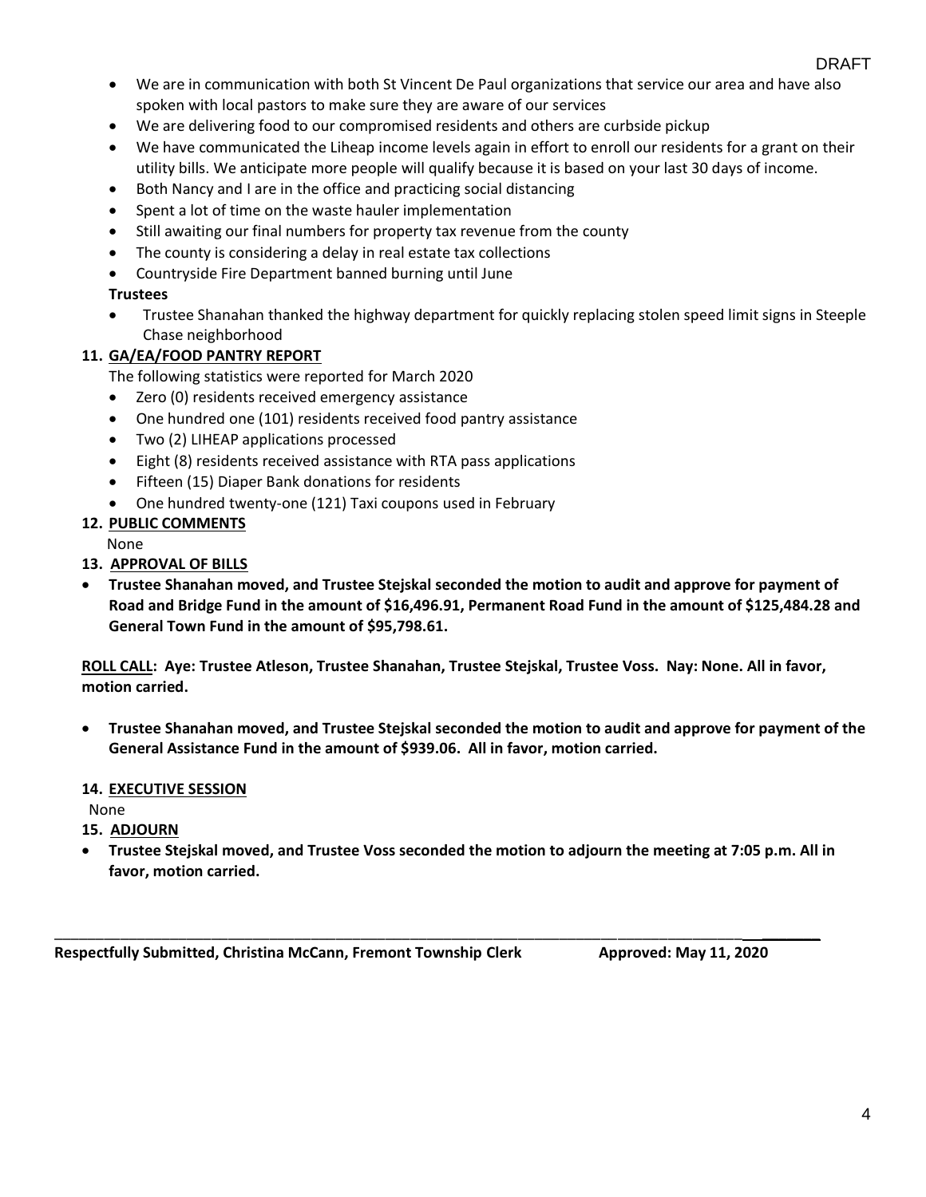DRAFT

- We are in communication with both St Vincent De Paul organizations that service our area and have also spoken with local pastors to make sure they are aware of our services
- We are delivering food to our compromised residents and others are curbside pickup
- We have communicated the Liheap income levels again in effort to enroll our residents for a grant on their utility bills. We anticipate more people will qualify because it is based on your last 30 days of income.
- Both Nancy and I are in the office and practicing social distancing
- Spent a lot of time on the waste hauler implementation
- Still awaiting our final numbers for property tax revenue from the county
- The county is considering a delay in real estate tax collections
- Countryside Fire Department banned burning until June

**Trustees**

- Trustee Shanahan thanked the highway department for quickly replacing stolen speed limit signs in Steeple Chase neighborhood

**11. <u>GA/EA/FOOD PANTRY REPORT</u>**

The following statistics were reported for March 2020

- Zero (0) residents received emergency assistance
- One hundred one (101) residents received food pantry assistance
- Two (2) LIHEAP applications processed
- Eight (8) residents received assistance with RTA pass applications
- Fifteen (15) Diaper Bank donations for residents
- One hundred twenty-one (121) Taxi coupons used in February

**12. <u>PUBLIC COMMENTS</u>**

None

**13. <u>APPROVAL OF BILLS</u>**

- **Trustee Shanahan moved, and Trustee Stejskal seconded the motion to audit and approve for payment of Road and Bridge Fund in the amount of $16,496.91, Permanent Road Fund in the amount of $125,484.28 and General Town Fund in the amount of $95,798.61.**

**<u>ROLL CALL</u>: Aye: Trustee Atleson, Trustee Shanahan, Trustee Stejskal, Trustee Voss. Nay: None. All in favor, motion carried.**

- **Trustee Shanahan moved, and Trustee Stejskal seconded the motion to audit and approve for payment of the General Assistance Fund in the amount of $939.06. All in favor, motion carried.**

**14. <u>EXECUTIVE SESSION</u>**

None

**15. <u>ADJOURN</u>**

- **Trustee Stejskal moved, and Trustee Voss seconded the motion to adjourn the meeting at 7:05 p.m. All in favor, motion carried.**

---

**Respectfully Submitted, Christina McCann, Fremont Township Clerk          Approved: May 11, 2020**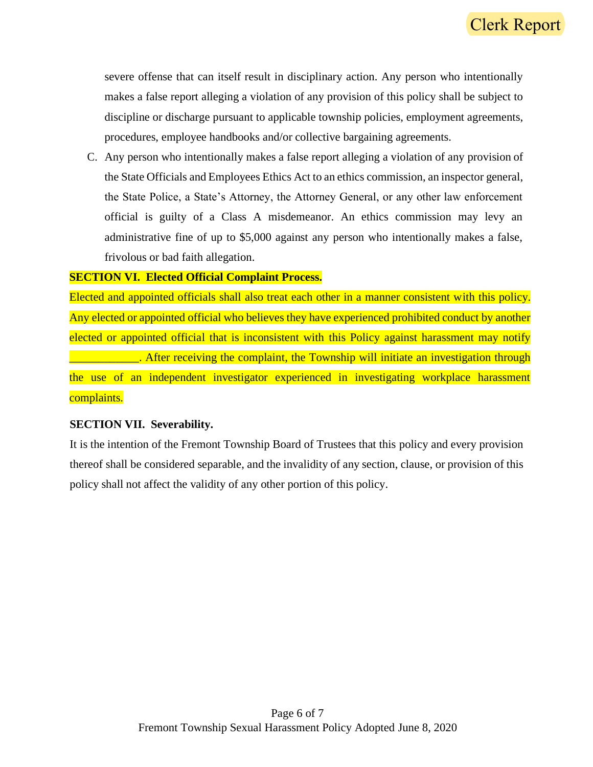severe offense that can itself result in disciplinary action. Any person who intentionally makes a false report alleging a violation of any provision of this policy shall be subject to discipline or discharge pursuant to applicable township policies, employment agreements, procedures, employee handbooks and/or collective bargaining agreements.

C. Any person who intentionally makes a false report alleging a violation of any provision of the State Officials and Employees Ethics Act to an ethics commission, an inspector general, the State Police, a State's Attorney, the Attorney General, or any other law enforcement official is guilty of a Class A misdemeanor. An ethics commission may levy an administrative fine of up to $5,000 against any person who intentionally makes a false, frivolous or bad faith allegation.

**SECTION VI. Elected Official Complaint Process.**

Elected and appointed officials shall also treat each other in a manner consistent with this policy. Any elected or appointed official who believes they have experienced prohibited conduct by another elected or appointed official that is inconsistent with this Policy against harassment may notify ____________. After receiving the complaint, the Township will initiate an investigation through the use of an independent investigator experienced in investigating workplace harassment complaints.

**SECTION VII. Severability.**

It is the intention of the Fremont Township Board of Trustees that this policy and every provision thereof shall be considered separable, and the invalidity of any section, clause, or provision of this policy shall not affect the validity of any other portion of this policy.